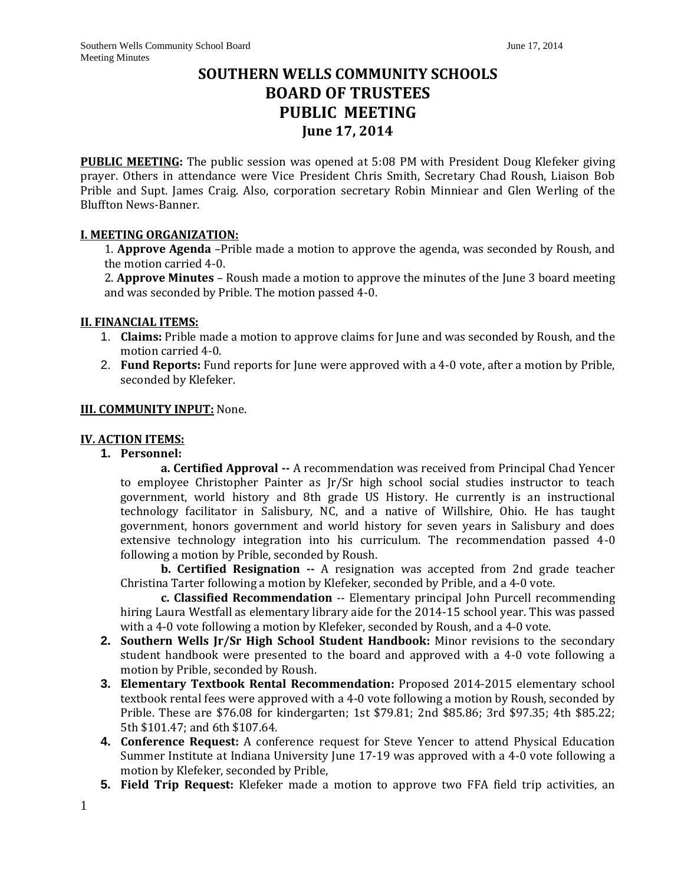# SOUTHERN WELLS COMMUNITY SCHOOLS
# BOARD OF TRUSTEES
# PUBLIC MEETING
## June 17, 2014

**PUBLIC MEETING:** The public session was opened at 5:08 PM with President Doug Klefeker giving prayer. Others in attendance were Vice President Chris Smith, Secretary Chad Roush, Liaison Bob Prible and Supt. James Craig. Also, corporation secretary Robin Minniear and Glen Werling of the Bluffton News-Banner.

**I. MEETING ORGANIZATION:**

1. **Approve Agenda** –Prible made a motion to approve the agenda, was seconded by Roush, and the motion carried 4-0.
2. **Approve Minutes** – Roush made a motion to approve the minutes of the June 3 board meeting and was seconded by Prible. The motion passed 4-0.

**II. FINANCIAL ITEMS:**

1. **Claims:** Prible made a motion to approve claims for June and was seconded by Roush, and the motion carried 4-0.
2. **Fund Reports:** Fund reports for June were approved with a 4-0 vote, after a motion by Prible, seconded by Klefeker.

**III. COMMUNITY INPUT:** None.

**IV. ACTION ITEMS:**

1. **Personnel:**

   **a. Certified Approval --** A recommendation was received from Principal Chad Yencer to employee Christopher Painter as Jr/Sr high school social studies instructor to teach government, world history and 8th grade US History. He currently is an instructional technology facilitator in Salisbury, NC, and a native of Willshire, Ohio. He has taught government, honors government and world history for seven years in Salisbury and does extensive technology integration into his curriculum. The recommendation passed 4-0 following a motion by Prible, seconded by Roush.

   **b. Certified Resignation --** A resignation was accepted from 2nd grade teacher Christina Tarter following a motion by Klefeker, seconded by Prible, and a 4-0 vote.

   **c. Classified Recommendation** -- Elementary principal John Purcell recommending hiring Laura Westfall as elementary library aide for the 2014-15 school year. This was passed with a 4-0 vote following a motion by Klefeker, seconded by Roush, and a 4-0 vote.

2. **Southern Wells Jr/Sr High School Student Handbook:** Minor revisions to the secondary student handbook were presented to the board and approved with a 4-0 vote following a motion by Prible, seconded by Roush.
3. **Elementary Textbook Rental Recommendation:** Proposed 2014-2015 elementary school textbook rental fees were approved with a 4-0 vote following a motion by Roush, seconded by Prible. These are $76.08 for kindergarten; 1st $79.81; 2nd $85.86; 3rd $97.35; 4th $85.22; 5th $101.47; and 6th $107.64.
4. **Conference Request:** A conference request for Steve Yencer to attend Physical Education Summer Institute at Indiana University June 17-19 was approved with a 4-0 vote following a motion by Klefeker, seconded by Prible,
5. **Field Trip Request:** Klefeker made a motion to approve two FFA field trip activities, an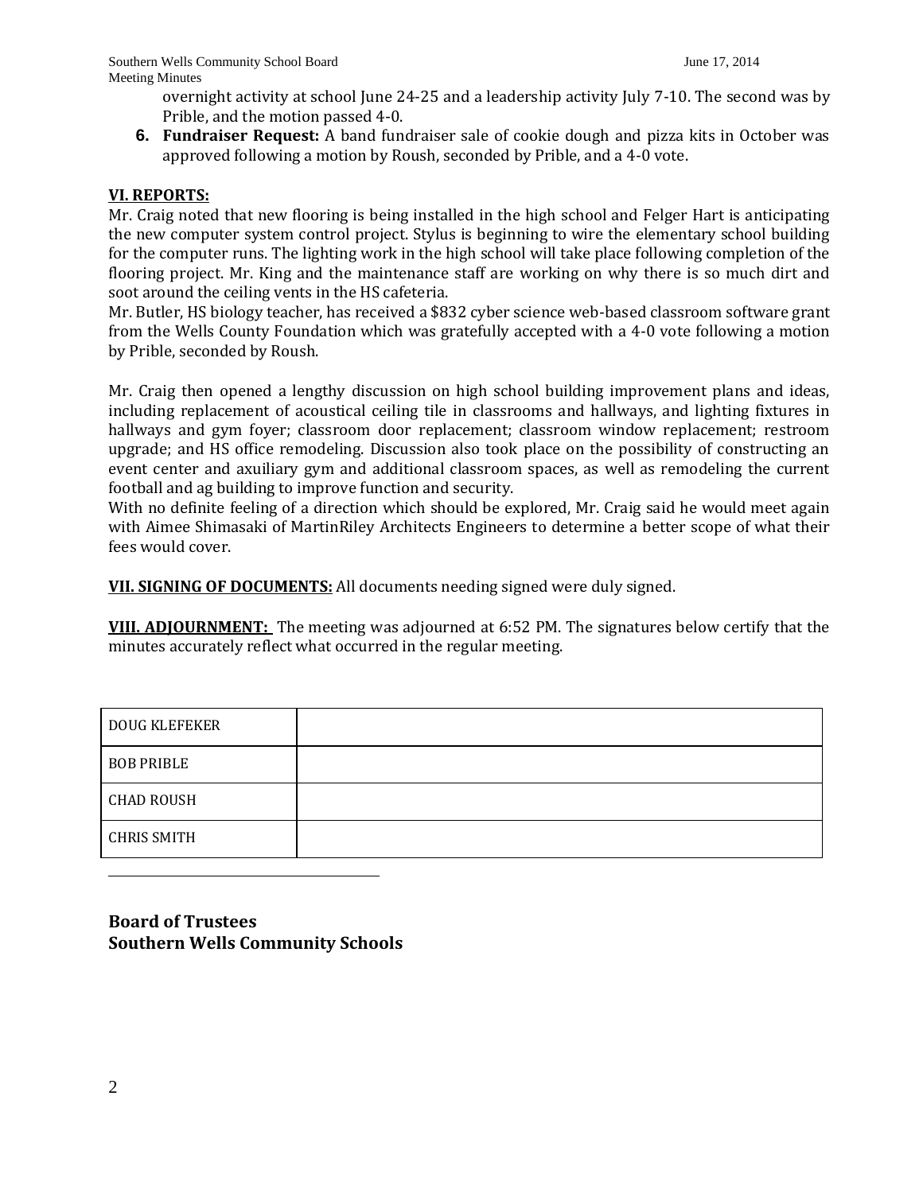overnight activity at school June 24-25 and a leadership activity July 7-10. The second was by Prible, and the motion passed 4-0.

6. **Fundraiser Request:** A band fundraiser sale of cookie dough and pizza kits in October was approved following a motion by Roush, seconded by Prible, and a 4-0 vote.

**VI. REPORTS:**

Mr. Craig noted that new flooring is being installed in the high school and Felger Hart is anticipating the new computer system control project. Stylus is beginning to wire the elementary school building for the computer runs. The lighting work in the high school will take place following completion of the flooring project. Mr. King and the maintenance staff are working on why there is so much dirt and soot around the ceiling vents in the HS cafeteria.

Mr. Butler, HS biology teacher, has received a $832 cyber science web-based classroom software grant from the Wells County Foundation which was gratefully accepted with a 4-0 vote following a motion by Prible, seconded by Roush.

Mr. Craig then opened a lengthy discussion on high school building improvement plans and ideas, including replacement of acoustical ceiling tile in classrooms and hallways, and lighting fixtures in hallways and gym foyer; classroom door replacement; classroom window replacement; restroom upgrade; and HS office remodeling. Discussion also took place on the possibility of constructing an event center and axuiliary gym and additional classroom spaces, as well as remodeling the current football and ag building to improve function and security.

With no definite feeling of a direction which should be explored, Mr. Craig said he would meet again with Aimee Shimasaki of MartinRiley Architects Engineers to determine a better scope of what their fees would cover.

**VII. SIGNING OF DOCUMENTS:** All documents needing signed were duly signed.

**VIII. ADJOURNMENT:** The meeting was adjourned at 6:52 PM. The signatures below certify that the minutes accurately reflect what occurred in the regular meeting.

| | |
|---|---|
| DOUG KLEFEKER | |
| BOB PRIBLE | |
| CHAD ROUSH | |
| CHRIS SMITH | |

**Board of Trustees**
**Southern Wells Community Schools**